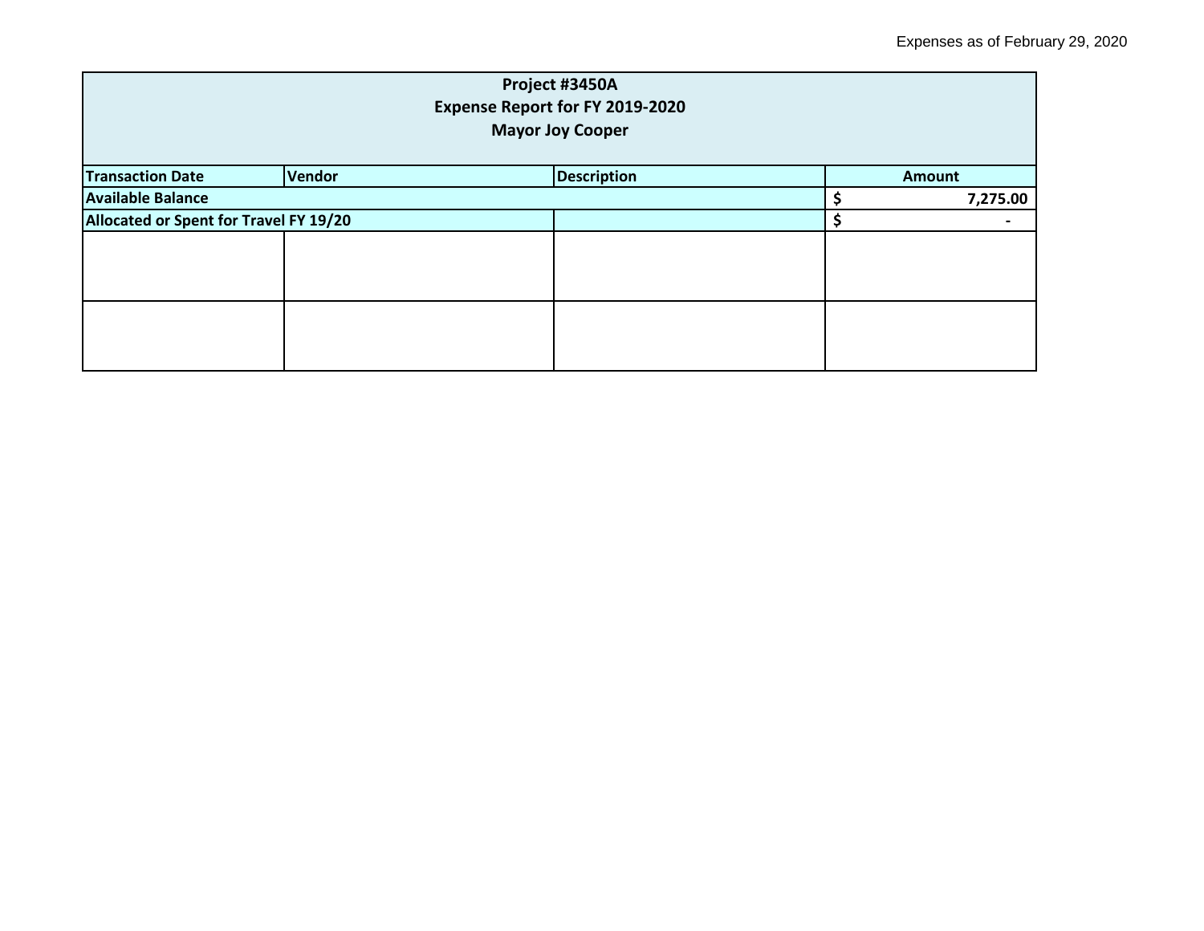Expenses as of February 29, 2020

| Project #3450A<br>Expense Report for FY 2019-2020<br>Mayor Joy Cooper | | | |
|---|---|---|---|
| **Transaction Date** | **Vendor** | **Description** | **Amount** |
| **Available Balance** | | | **$ 7,275.00** |
| **Allocated or Spent for Travel FY 19/20** | | | $ - |
| | | | |
| | | | |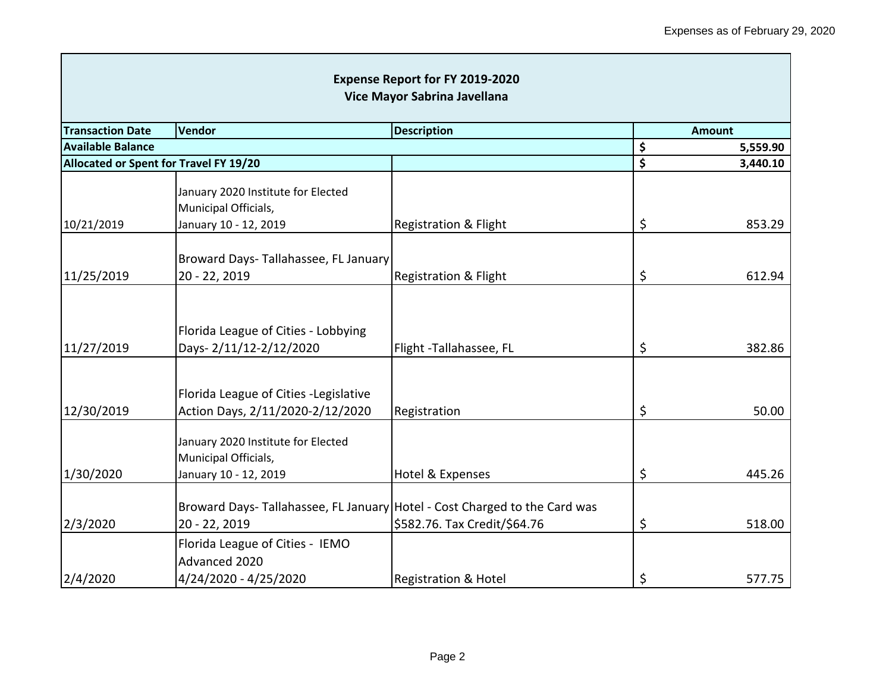Expenses as of February 29, 2020

**Expense Report for FY 2019-2020**
**Vice Mayor Sabrina Javellana**

| Transaction Date | Vendor | Description | Amount |
|---|---|---|---|
| **Available Balance** | | | **$ 5,559.90** |
| **Allocated or Spent for Travel FY 19/20** | | | **$ 3,440.10** |
| 10/21/2019 | January 2020 Institute for Elected Municipal Officials, January 10 - 12, 2019 | Registration & Flight | $ 853.29 |
| 11/25/2019 | Broward Days- Tallahassee, FL January 20 - 22, 2019 | Registration & Flight | $ 612.94 |
| 11/27/2019 | Florida League of Cities - Lobbying Days- 2/11/12-2/12/2020 | Flight -Tallahassee, FL | $ 382.86 |
| 12/30/2019 | Florida League of Cities -Legislative Action Days, 2/11/2020-2/12/2020 | Registration | $ 50.00 |
| 1/30/2020 | January 2020 Institute for Elected Municipal Officials, January 10 - 12, 2019 | Hotel & Expenses | $ 445.26 |
| 2/3/2020 | Broward Days- Tallahassee, FL January 20 - 22, 2019 | Hotel - Cost Charged to the Card was $582.76. Tax Credit/$64.76 | $ 518.00 |
| 2/4/2020 | Florida League of Cities - IEMO Advanced 2020 4/24/2020 - 4/25/2020 | Registration & Hotel | $ 577.75 |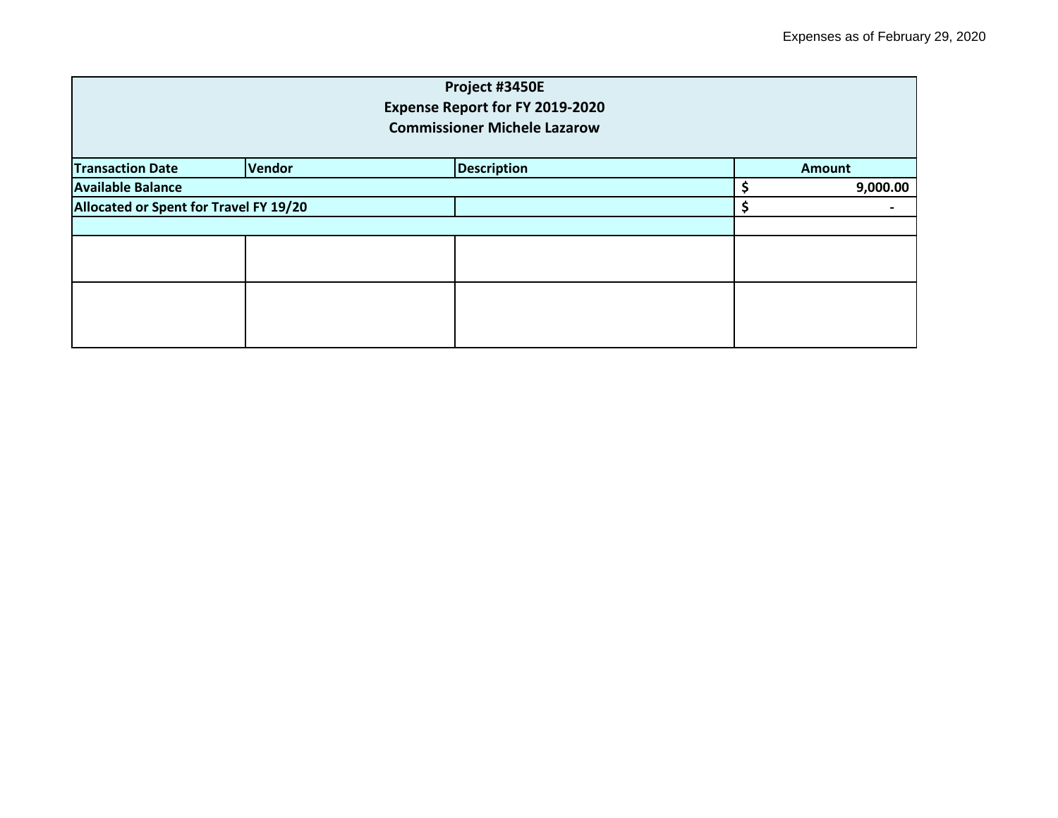Expenses as of February 29, 2020

| Project #3450E<br>Expense Report for FY 2019-2020<br>Commissioner Michele Lazarow | | | |
|---|---|---|---|
| **Transaction Date** | **Vendor** | **Description** | **Amount** |
| **Available Balance** | | | **$ 9,000.00** |
| **Allocated or Spent for Travel FY 19/20** | | | **$ -** |
| | | | |
| | | | |
| | | | |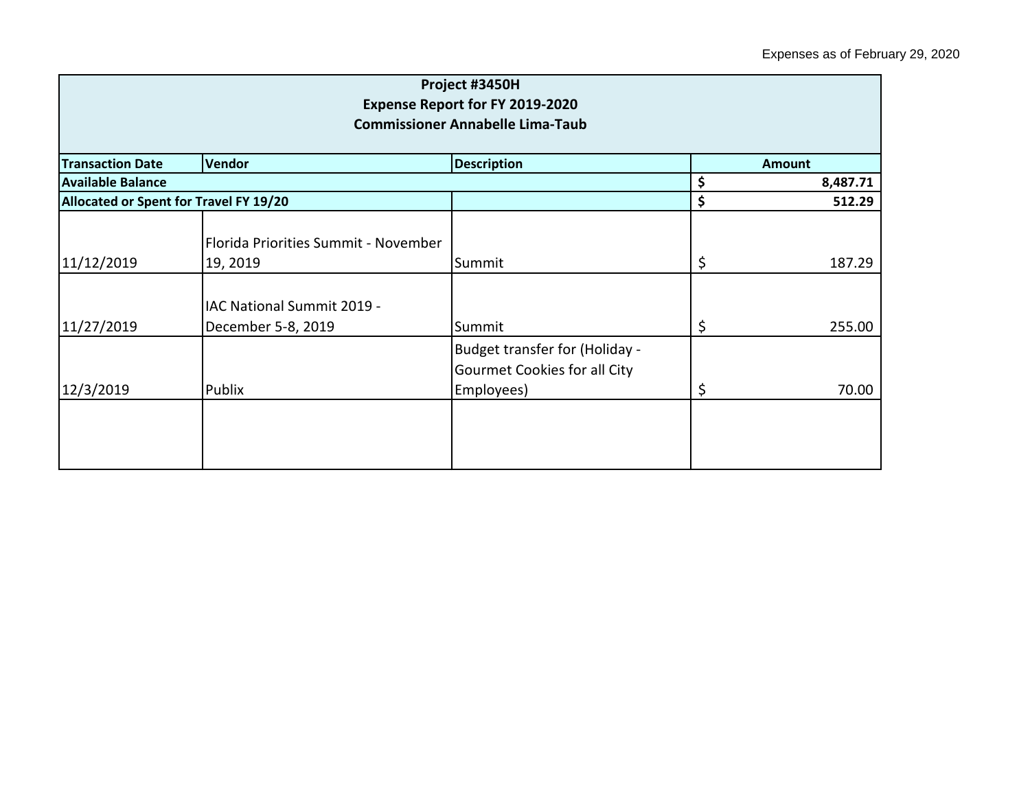Expenses as of February 29, 2020

| Project #3450H<br>Expense Report for FY 2019-2020<br>Commissioner Annabelle Lima-Taub | | | |
|---|---|---|---|
| **Transaction Date** | **Vendor** | **Description** | **Amount** |
| **Available Balance** | | | **$ 8,487.71** |
| **Allocated or Spent for Travel FY 19/20** | | | **$ 512.29** |
| 11/12/2019 | Florida Priorities Summit - November 19, 2019 | Summit | $ 187.29 |
| 11/27/2019 | IAC National Summit 2019 - December 5-8, 2019 | Summit | $ 255.00 |
| 12/3/2019 | Publix | Budget transfer for (Holiday - Gourmet Cookies for all City Employees) | $ 70.00 |
| | | | |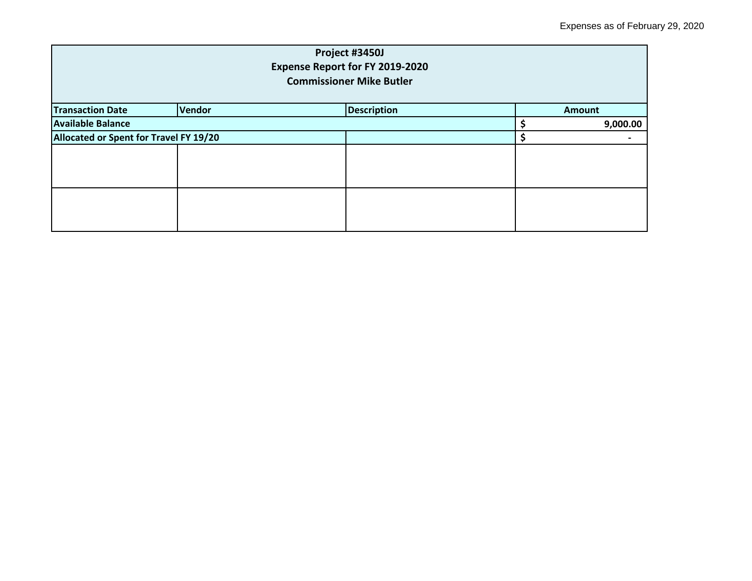Expenses as of February 29, 2020

| Project #3450J<br>Expense Report for FY 2019-2020<br>Commissioner Mike Butler | | | |
|---|---|---|---|
| **Transaction Date** | **Vendor** | **Description** | **Amount** |
| **Available Balance** | | | **$ 9,000.00** |
| **Allocated or Spent for Travel FY 19/20** | | | **$ -** |
| | | | |
| | | | |